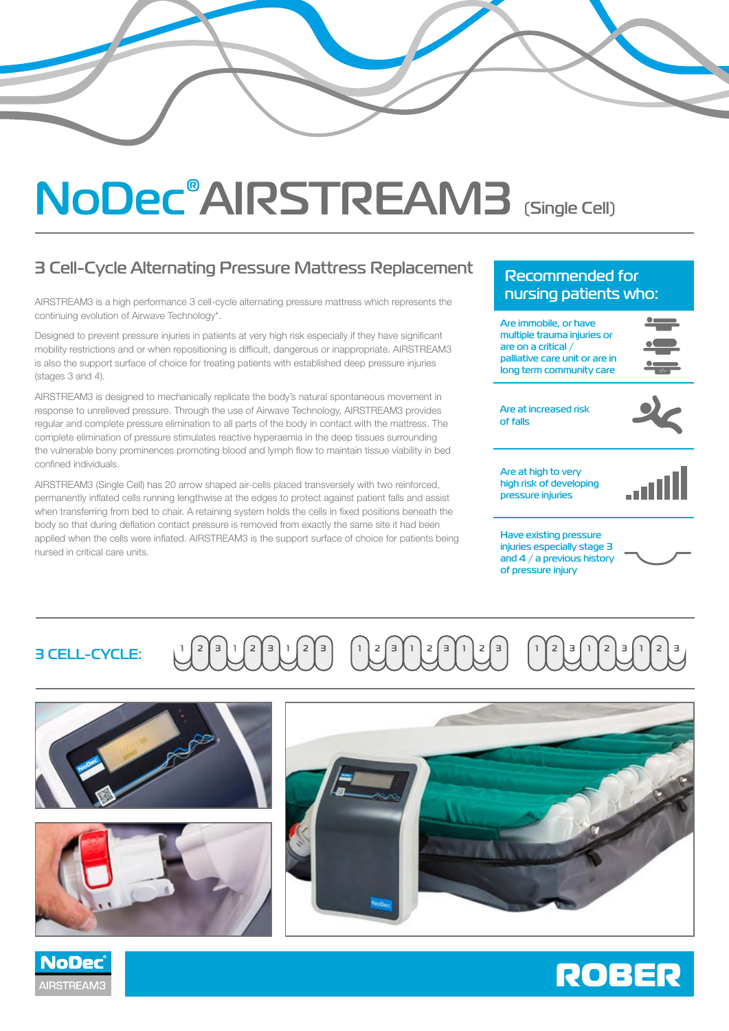# NoDec® AIRSTREAM3 (Single Cell)

## 3 Cell-Cycle Alternating Pressure Mattress Replacement

AIRSTREAM3 is a high performance 3 cell-cycle alternating pressure mattress which represents the continuing evolution of Airwave Technology*.

Designed to prevent pressure injuries in patients at very high risk especially if they have significant mobility restrictions and or when repositioning is difficult, dangerous or inappropriate. AIRSTREAM3 is also the support surface of choice for treating patients with established deep pressure injuries (stages 3 and 4).

AIRSTREAM3 is designed to mechanically replicate the body's natural spontaneous movement in response to unrelieved pressure. Through the use of Airwave Technology, AIRSTREAM3 provides regular and complete pressure elimination to all parts of the body in contact with the mattress. The complete elimination of pressure stimulates reactive hyperaemia in the deep tissues surrounding the vulnerable bony prominences promoting blood and lymph flow to maintain tissue viability in bed confined individuals.

AIRSTREAM3 (Single Cell) has 20 arrow shaped air-cells placed transversely with two reinforced, permanently inflated cells running lengthwise at the edges to protect against patient falls and assist when transferring from bed to chair. A retaining system holds the cells in fixed positions beneath the body so that during deflation contact pressure is removed from exactly the same site it had been applied when the cells were inflated. AIRSTREAM3 is the support surface of choice for patients being nursed in critical care units.

## Recommended for nursing patients who:

- Are immobile, or have multiple trauma injuries or are on a critical / palliative care unit or are in long term community care
- Are at increased risk of falls
- Are at high to very high risk of developing pressure injuries
- Have existing pressure injuries especially stage 3 and 4 / a previous history of pressure injury

**3 CELL-CYCLE:**

1 2 3 1 2 3 1 2 3 | 1 2 3 1 2 3 1 2 3 | 1 2 3 1 2 3 1 2 3

NoDec® AIRSTREAM3

ROBER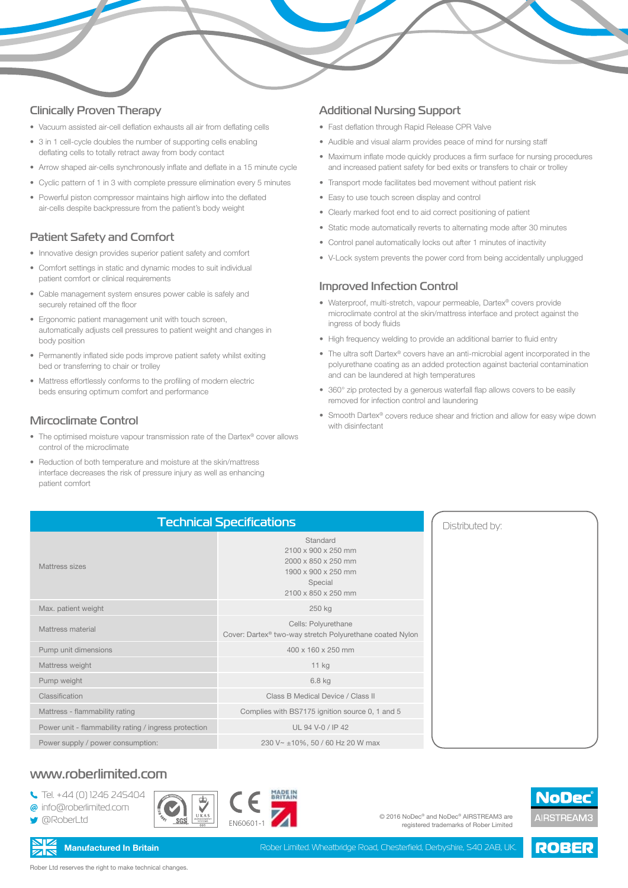## Clinically Proven Therapy

- Vacuum assisted air-cell deflation exhausts all air from deflating cells
- 3 in 1 cell-cycle doubles the number of supporting cells enabling deflating cells to totally retract away from body contact
- Arrow shaped air-cells synchronously inflate and deflate in a 15 minute cycle
- Cyclic pattern of 1 in 3 with complete pressure elimination every 5 minutes
- Powerful piston compressor maintains high airflow into the deflated air-cells despite backpressure from the patient's body weight

## Patient Safety and Comfort

- Innovative design provides superior patient safety and comfort
- Comfort settings in static and dynamic modes to suit individual patient comfort or clinical requirements
- Cable management system ensures power cable is safely and securely retained off the floor
- Ergonomic patient management unit with touch screen, automatically adjusts cell pressures to patient weight and changes in body position
- Permanently inflated side pods improve patient safety whilst exiting bed or transferring to chair or trolley
- Mattress effortlessly conforms to the profiling of modern electric beds ensuring optimum comfort and performance

## Mircoclimate Control

- The optimised moisture vapour transmission rate of the Dartex® cover allows control of the microclimate
- Reduction of both temperature and moisture at the skin/mattress interface decreases the risk of pressure injury as well as enhancing patient comfort

## Additional Nursing Support

- Fast deflation through Rapid Release CPR Valve
- Audible and visual alarm provides peace of mind for nursing staff
- Maximum inflate mode quickly produces a firm surface for nursing procedures and increased patient safety for bed exits or transfers to chair or trolley
- Transport mode facilitates bed movement without patient risk
- Easy to use touch screen display and control
- Clearly marked foot end to aid correct positioning of patient
- Static mode automatically reverts to alternating mode after 30 minutes
- Control panel automatically locks out after 1 minutes of inactivity
- V-Lock system prevents the power cord from being accidentally unplugged

## Improved Infection Control

- Waterproof, multi-stretch, vapour permeable, Dartex® covers provide microclimate control at the skin/mattress interface and protect against the ingress of body fluids
- High frequency welding to provide an additional barrier to fluid entry
- The ultra soft Dartex® covers have an anti-microbial agent incorporated in the polyurethane coating as an added protection against bacterial contamination and can be laundered at high temperatures
- 360° zip protected by a generous waterfall flap allows covers to be easily removed for infection control and laundering
- Smooth Dartex® covers reduce shear and friction and allow for easy wipe down with disinfectant

## Technical Specifications

| | |
|---|---|
| Mattress sizes | Standard<br>2100 x 900 x 250 mm<br>2000 x 850 x 250 mm<br>1900 x 900 x 250 mm<br>Special<br>2100 x 850 x 250 mm |
| Max. patient weight | 250 kg |
| Mattress material | Cells: Polyurethane<br>Cover: Dartex® two-way stretch Polyurethane coated Nylon |
| Pump unit dimensions | 400 x 160 x 250 mm |
| Mattress weight | 11 kg |
| Pump weight | 6.8 kg |
| Classification | Class B Medical Device / Class II |
| Mattress - flammability rating | Complies with BS7175 ignition source 0, 1 and 5 |
| Power unit - flammability rating / ingress protection | UL 94 V-0 / IP 42 |
| Power supply / power consumption: | 230 V~ ±10%, 50 / 60 Hz 20 W max |

Distributed by:

www.roberlimited.com

Tel. +44 (0) 1246 245404
info@roberlimited.com
@RoberLtd

EN60601-1

MADE IN BRITAIN

© 2016 NoDec® and NoDec® AIRSTREAM3 are registered trademarks of Rober Limited

NoDec® AIRSTREAM3

**Manufactured In Britain**

Rober Limited. Wheatbridge Road, Chesterfield, Derbyshire, S40 2AB, UK.

ROBER

Rober Ltd reserves the right to make technical changes.